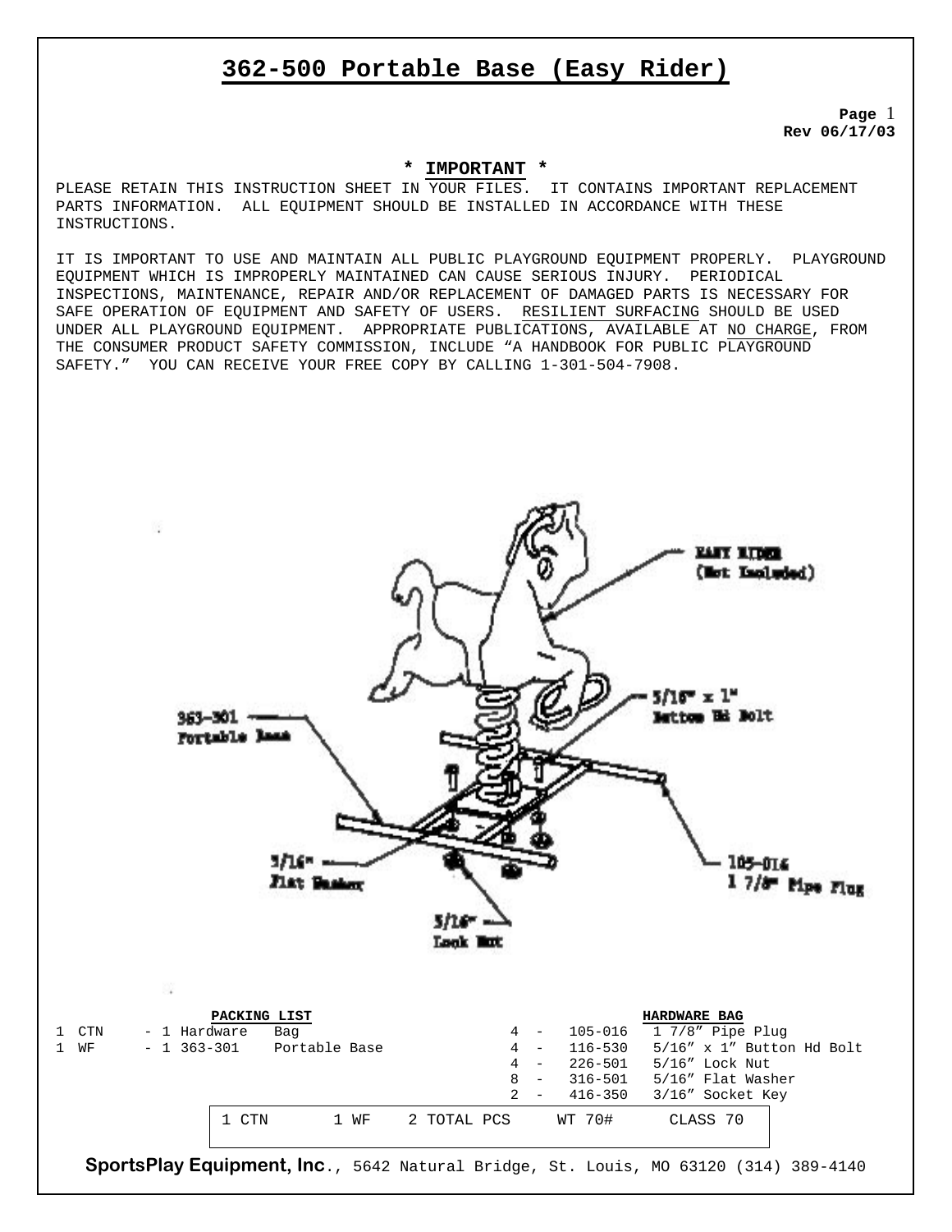# 362-500 Portable Base (Easy Rider)

**Page** 1
**Rev 06/17/03**

**\* IMPORTANT \***

PLEASE RETAIN THIS INSTRUCTION SHEET IN YOUR FILES. IT CONTAINS IMPORTANT REPLACEMENT PARTS INFORMATION. ALL EQUIPMENT SHOULD BE INSTALLED IN ACCORDANCE WITH THESE INSTRUCTIONS.

IT IS IMPORTANT TO USE AND MAINTAIN ALL PUBLIC PLAYGROUND EQUIPMENT PROPERLY. PLAYGROUND EQUIPMENT WHICH IS IMPROPERLY MAINTAINED CAN CAUSE SERIOUS INJURY. PERIODICAL INSPECTIONS, MAINTENANCE, REPAIR AND/OR REPLACEMENT OF DAMAGED PARTS IS NECESSARY FOR SAFE OPERATION OF EQUIPMENT AND SAFETY OF USERS. RESILIENT SURFACING SHOULD BE USED UNDER ALL PLAYGROUND EQUIPMENT. APPROPRIATE PUBLICATIONS, AVAILABLE AT NO CHARGE, FROM THE CONSUMER PRODUCT SAFETY COMMISSION, INCLUDE "A HANDBOOK FOR PUBLIC PLAYGROUND SAFETY." YOU CAN RECEIVE YOUR FREE COPY BY CALLING 1-301-504-7908.

EASY RIDER (Not Included)

363-301 Portable Base

5/16" x 1" Button Hd Bolt

5/16" Flat Washer

105-016 1 7/8" Pipe Plug

5/16" Lock Nut

**PACKING LIST**

| | | |
|---|---|---|
| 1 CTN | - 1 Hardware | Bag |
| 1 WF | - 1 363-301 | Portable Base |

**HARDWARE BAG**

| Qty | Part No. | Description |
|---|---|---|
| 4 - | 105-016 | 1 7/8" Pipe Plug |
| 4 - | 116-530 | 5/16" x 1" Button Hd Bolt |
| 4 - | 226-501 | 5/16" Lock Nut |
| 8 - | 316-501 | 5/16" Flat Washer |
| 2 - | 416-350 | 3/16" Socket Key |

| 1 CTN | 1 WF | 2 TOTAL PCS | WT 70# | CLASS 70 |
|---|---|---|---|---|

**SportsPlay Equipment, Inc**., 5642 Natural Bridge, St. Louis, MO 63120 (314) 389-4140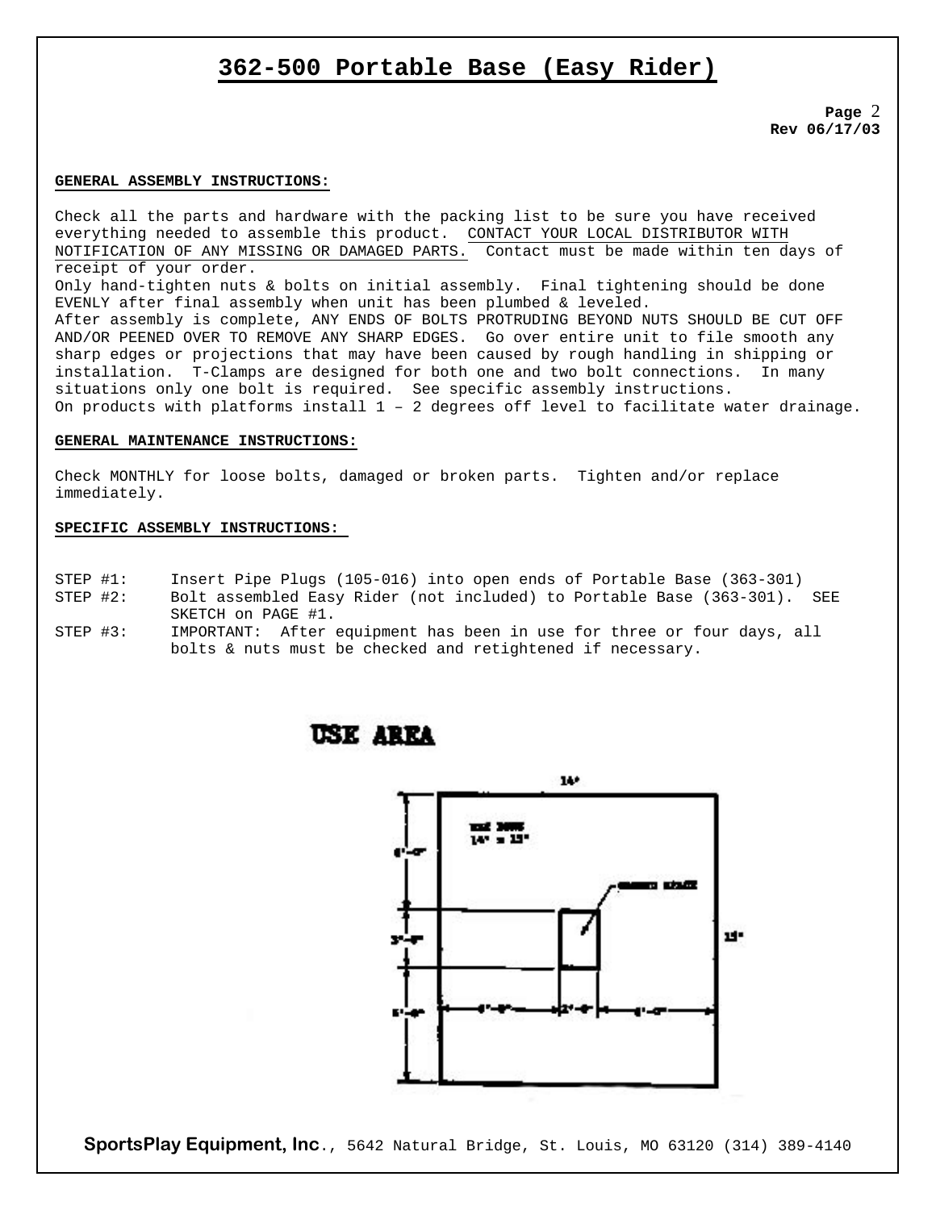# 362-500 Portable Base (Easy Rider)

**Rev 06/17/03**

**GENERAL ASSEMBLY INSTRUCTIONS:**

Check all the parts and hardware with the packing list to be sure you have received everything needed to assemble this product. CONTACT YOUR LOCAL DISTRIBUTOR WITH NOTIFICATION OF ANY MISSING OR DAMAGED PARTS. Contact must be made within ten days of receipt of your order.
Only hand-tighten nuts & bolts on initial assembly. Final tightening should be done EVENLY after final assembly when unit has been plumbed & leveled.
After assembly is complete, ANY ENDS OF BOLTS PROTRUDING BEYOND NUTS SHOULD BE CUT OFF AND/OR PEENED OVER TO REMOVE ANY SHARP EDGES. Go over entire unit to file smooth any sharp edges or projections that may have been caused by rough handling in shipping or installation. T-Clamps are designed for both one and two bolt connections. In many situations only one bolt is required. See specific assembly instructions.
On products with platforms install 1 – 2 degrees off level to facilitate water drainage.

**GENERAL MAINTENANCE INSTRUCTIONS:**

Check MONTHLY for loose bolts, damaged or broken parts. Tighten and/or replace immediately.

**SPECIFIC ASSEMBLY INSTRUCTIONS:**

STEP #1: Insert Pipe Plugs (105-016) into open ends of Portable Base (363-301)
STEP #2: Bolt assembled Easy Rider (not included) to Portable Base (363-301). SEE SKETCH on PAGE #1.
STEP #3: IMPORTANT: After equipment has been in use for three or four days, all bolts & nuts must be checked and retightened if necessary.

## USE AREA

14'

USE ZONE
14' x 13'

EQUIPMENT SPACE

6'-0"

3'-6"

13'

5'-6"

6'-0" 2'-0" 6'-0"

**SportsPlay Equipment, Inc**., 5642 Natural Bridge, St. Louis, MO 63120 (314) 389-4140